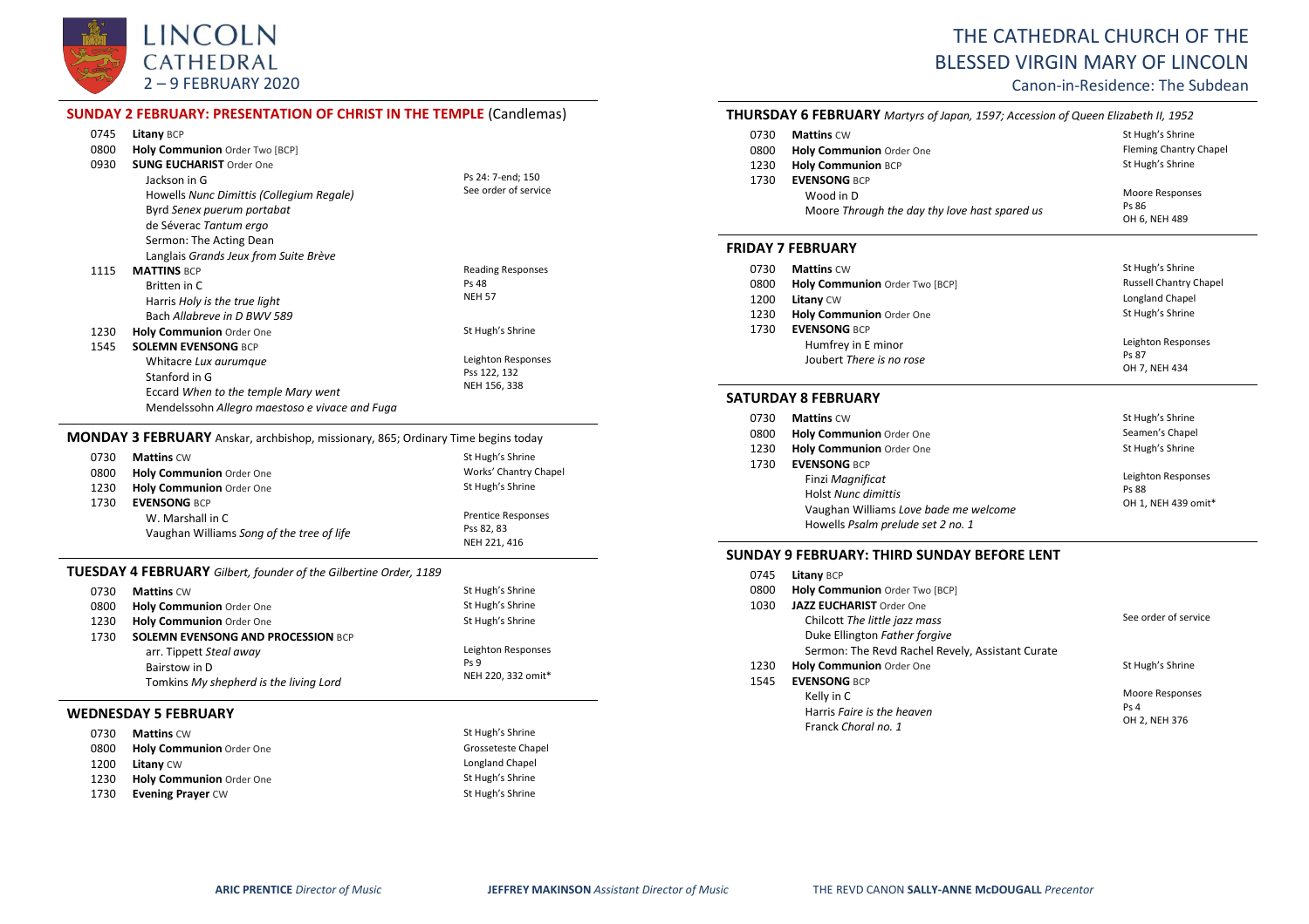# LINCOLN CATHEDRAL

## 2 – 9 FEBRUARY 2020

# THE CATHEDRAL CHURCH OF THE BLESSED VIRGIN MARY OF LINCOLN

Canon-in-Residence: The Subdean

## SUNDAY 2 FEBRUARY: PRESENTATION OF CHRIST IN THE TEMPLE (Candlemas)

| | | |
|---|---|---|
| 0745 | **Litany** BCP | |
| 0800 | **Holy Communion** Order Two [BCP] | |
| 0930 | **SUNG EUCHARIST** Order One | |
| | Jackson in G | Ps 24: 7-end; 150 |
| | Howells *Nunc Dimittis (Collegium Regale)* | See order of service |
| | Byrd *Senex puerum portabat* | |
| | de Séverac *Tantum ergo* | |
| | Sermon: The Acting Dean | |
| | Langlais *Grands Jeux from Suite Brève* | |
| 1115 | **MATTINS** BCP | Reading Responses |
| | Britten in C | Ps 48 |
| | Harris *Holy is the true light* | NEH 57 |
| | Bach *Allabreve in D BWV 589* | |
| 1230 | **Holy Communion** Order One | St Hugh's Shrine |
| 1545 | **SOLEMN EVENSONG** BCP | |
| | Whitacre *Lux aurumque* | Leighton Responses |
| | Stanford in G | Pss 122, 132 |
| | Eccard *When to the temple Mary went* | NEH 156, 338 |
| | Mendelssohn *Allegro maestoso e vivace and Fuga* | |

## MONDAY 3 FEBRUARY Anskar, archbishop, missionary, 865; Ordinary Time begins today

| | | |
|---|---|---|
| 0730 | **Mattins** CW | St Hugh's Shrine |
| 0800 | **Holy Communion** Order One | Works' Chantry Chapel |
| 1230 | **Holy Communion** Order One | St Hugh's Shrine |
| 1730 | **EVENSONG** BCP | |
| | W. Marshall in C | Prentice Responses |
| | Vaughan Williams *Song of the tree of life* | Pss 82, 83 |
| | | NEH 221, 416 |

## TUESDAY 4 FEBRUARY *Gilbert, founder of the Gilbertine Order, 1189*

| | | |
|---|---|---|
| 0730 | **Mattins** CW | St Hugh's Shrine |
| 0800 | **Holy Communion** Order One | St Hugh's Shrine |
| 1230 | **Holy Communion** Order One | St Hugh's Shrine |
| 1730 | **SOLEMN EVENSONG AND PROCESSION** BCP | |
| | arr. Tippett *Steal away* | Leighton Responses |
| | Bairstow in D | Ps 9 |
| | Tomkins *My shepherd is the living Lord* | NEH 220, 332 omit* |

## WEDNESDAY 5 FEBRUARY

| | | |
|---|---|---|
| 0730 | **Mattins** CW | St Hugh's Shrine |
| 0800 | **Holy Communion** Order One | Grosseteste Chapel |
| 1200 | **Litany** CW | Longland Chapel |
| 1230 | **Holy Communion** Order One | St Hugh's Shrine |
| 1730 | **Evening Prayer** CW | St Hugh's Shrine |

## THURSDAY 6 FEBRUARY *Martyrs of Japan, 1597; Accession of Queen Elizabeth II, 1952*

| | | |
|---|---|---|
| 0730 | **Mattins** CW | St Hugh's Shrine |
| 0800 | **Holy Communion** Order One | Fleming Chantry Chapel |
| 1230 | **Holy Communion** BCP | St Hugh's Shrine |
| 1730 | **EVENSONG** BCP | |
| | Wood in D | Moore Responses |
| | Moore *Through the day thy love hast spared us* | Ps 86 |
| | | OH 6, NEH 489 |

## FRIDAY 7 FEBRUARY

| | | |
|---|---|---|
| 0730 | **Mattins** CW | St Hugh's Shrine |
| 0800 | **Holy Communion** Order Two [BCP] | Russell Chantry Chapel |
| 1200 | **Litany** CW | Longland Chapel |
| 1230 | **Holy Communion** Order One | St Hugh's Shrine |
| 1730 | **EVENSONG** BCP | |
| | Humfrey in E minor | Leighton Responses |
| | Joubert *There is no rose* | Ps 87 |
| | | OH 7, NEH 434 |

## SATURDAY 8 FEBRUARY

| | | |
|---|---|---|
| 0730 | **Mattins** CW | St Hugh's Shrine |
| 0800 | **Holy Communion** Order One | Seamen's Chapel |
| 1230 | **Holy Communion** Order One | St Hugh's Shrine |
| 1730 | **EVENSONG** BCP | |
| | Finzi *Magnificat* | Leighton Responses |
| | Holst *Nunc dimittis* | Ps 88 |
| | Vaughan Williams *Love bade me welcome* | OH 1, NEH 439 omit* |
| | Howells *Psalm prelude set 2 no. 1* | |

## SUNDAY 9 FEBRUARY: THIRD SUNDAY BEFORE LENT

| | | |
|---|---|---|
| 0745 | **Litany** BCP | |
| 0800 | **Holy Communion** Order Two [BCP] | |
| 1030 | **JAZZ EUCHARIST** Order One | |
| | Chilcott *The little jazz mass* | See order of service |
| | Duke Ellington *Father forgive* | |
| | Sermon: The Revd Rachel Revely, Assistant Curate | |
| 1230 | **Holy Communion** Order One | St Hugh's Shrine |
| 1545 | **EVENSONG** BCP | |
| | Kelly in C | Moore Responses |
| | Harris *Faire is the heaven* | Ps 4 |
| | Franck *Choral no. 1* | OH 2, NEH 376 |

**ARIC PRENTICE** *Director of Music* **JEFFREY MAKINSON** *Assistant Director of Music* THE REVD CANON **SALLY-ANNE McDOUGALL** *Precentor*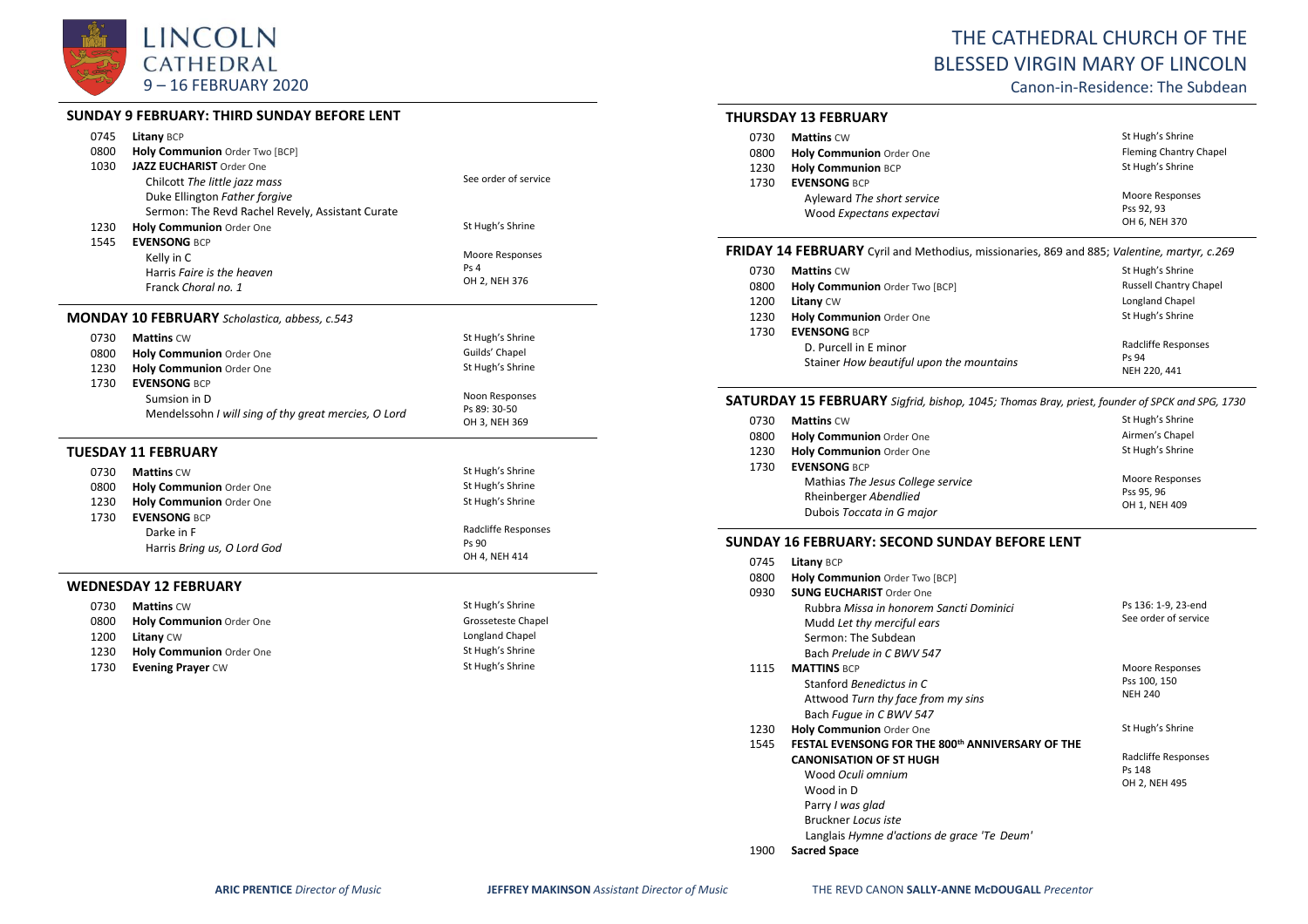# LINCOLN CATHEDRAL

9 – 16 FEBRUARY 2020

# THE CATHEDRAL CHURCH OF THE BLESSED VIRGIN MARY OF LINCOLN

Canon-in-Residence: The Subdean

## SUNDAY 9 FEBRUARY: THIRD SUNDAY BEFORE LENT

| | | |
|---|---|---|
| 0745 | **Litany** BCP | |
| 0800 | **Holy Communion** Order Two [BCP] | |
| 1030 | **JAZZ EUCHARIST** Order One<br>Chilcott *The little jazz mass*<br>Duke Ellington *Father forgive*<br>Sermon: The Revd Rachel Revely, Assistant Curate | See order of service |
| 1230 | **Holy Communion** Order One | St Hugh's Shrine |
| 1545 | **EVENSONG** BCP<br>Kelly in C<br>Harris *Faire is the heaven*<br>Franck *Choral no. 1* | Moore Responses<br>Ps 4<br>OH 2, NEH 376 |

## MONDAY 10 FEBRUARY *Scholastica, abbess, c.543*

| | | |
|---|---|---|
| 0730 | **Mattins** CW | St Hugh's Shrine |
| 0800 | **Holy Communion** Order One | Guilds' Chapel |
| 1230 | **Holy Communion** Order One | St Hugh's Shrine |
| 1730 | **EVENSONG** BCP<br>Sumsion in D<br>Mendelssohn *I will sing of thy great mercies, O Lord* | Noon Responses<br>Ps 89: 30-50<br>OH 3, NEH 369 |

## TUESDAY 11 FEBRUARY

| | | |
|---|---|---|
| 0730 | **Mattins** CW | St Hugh's Shrine |
| 0800 | **Holy Communion** Order One | St Hugh's Shrine |
| 1230 | **Holy Communion** Order One | St Hugh's Shrine |
| 1730 | **EVENSONG** BCP<br>Darke in F<br>Harris *Bring us, O Lord God* | Radcliffe Responses<br>Ps 90<br>OH 4, NEH 414 |

## WEDNESDAY 12 FEBRUARY

| | | |
|---|---|---|
| 0730 | **Mattins** CW | St Hugh's Shrine |
| 0800 | **Holy Communion** Order One | Grosseteste Chapel |
| 1200 | **Litany** CW | Longland Chapel |
| 1230 | **Holy Communion** Order One | St Hugh's Shrine |
| 1730 | **Evening Prayer** CW | St Hugh's Shrine |

## THURSDAY 13 FEBRUARY

| | | |
|---|---|---|
| 0730 | **Mattins** CW | St Hugh's Shrine |
| 0800 | **Holy Communion** Order One | Fleming Chantry Chapel |
| 1230 | **Holy Communion** BCP | St Hugh's Shrine |
| 1730 | **EVENSONG** BCP<br>Ayleward *The short service*<br>Wood *Expectans expectavi* | Moore Responses<br>Pss 92, 93<br>OH 6, NEH 370 |

## FRIDAY 14 FEBRUARY Cyril and Methodius, missionaries, 869 and 885; *Valentine, martyr, c.269*

| | | |
|---|---|---|
| 0730 | **Mattins** CW | St Hugh's Shrine |
| 0800 | **Holy Communion** Order Two [BCP] | Russell Chantry Chapel |
| 1200 | **Litany** CW | Longland Chapel |
| 1230 | **Holy Communion** Order One | St Hugh's Shrine |
| 1730 | **EVENSONG** BCP<br>D. Purcell in E minor<br>Stainer *How beautiful upon the mountains* | Radcliffe Responses<br>Ps 94<br>NEH 220, 441 |

## SATURDAY 15 FEBRUARY *Sigfrid, bishop, 1045; Thomas Bray, priest, founder of SPCK and SPG, 1730*

| | | |
|---|---|---|
| 0730 | **Mattins** CW | St Hugh's Shrine |
| 0800 | **Holy Communion** Order One | Airmen's Chapel |
| 1230 | **Holy Communion** Order One | St Hugh's Shrine |
| 1730 | **EVENSONG** BCP<br>Mathias *The Jesus College service*<br>Rheinberger *Abendlied*<br>Dubois *Toccata in G major* | Moore Responses<br>Pss 95, 96<br>OH 1, NEH 409 |

## SUNDAY 16 FEBRUARY: SECOND SUNDAY BEFORE LENT

| | | |
|---|---|---|
| 0745 | **Litany** BCP | |
| 0800 | **Holy Communion** Order Two [BCP] | |
| 0930 | **SUNG EUCHARIST** Order One<br>Rubbra *Missa in honorem Sancti Dominici*<br>Mudd *Let thy merciful ears*<br>Sermon: The Subdean<br>Bach *Prelude in C BWV 547* | Ps 136: 1-9, 23-end<br>See order of service |
| 1115 | **MATTINS** BCP<br>Stanford *Benedictus in C*<br>Attwood *Turn thy face from my sins*<br>Bach *Fugue in C BWV 547* | Moore Responses<br>Pss 100, 150<br>NEH 240 |
| 1230 | **Holy Communion** Order One | St Hugh's Shrine |
| 1545 | **FESTAL EVENSONG FOR THE 800th ANNIVERSARY OF THE CANONISATION OF ST HUGH**<br>Wood *Oculi omnium*<br>Wood in D<br>Parry *I was glad*<br>Bruckner *Locus iste*<br>Langlais *Hymne d'actions de grace 'Te Deum'* | Radcliffe Responses<br>Ps 148<br>OH 2, NEH 495 |
| 1900 | **Sacred Space** | |

**ARIC PRENTICE** *Director of Music* **JEFFREY MAKINSON** *Assistant Director of Music* THE REVD CANON **SALLY-ANNE McDOUGALL** *Precentor*